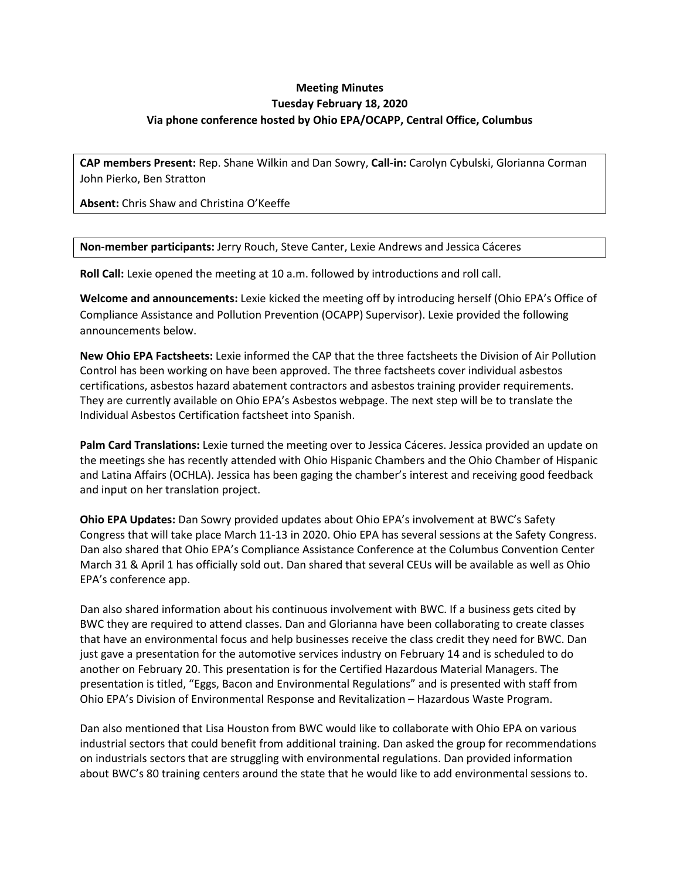**Meeting Minutes**
**Tuesday February 18, 2020**
**Via phone conference hosted by Ohio EPA/OCAPP, Central Office, Columbus**

**CAP members Present:** Rep. Shane Wilkin and Dan Sowry, **Call-in:** Carolyn Cybulski, Glorianna Corman John Pierko, Ben Stratton

**Absent:** Chris Shaw and Christina O'Keeffe

**Non-member participants:** Jerry Rouch, Steve Canter, Lexie Andrews and Jessica Cáceres

**Roll Call:** Lexie opened the meeting at 10 a.m. followed by introductions and roll call.

**Welcome and announcements:** Lexie kicked the meeting off by introducing herself (Ohio EPA's Office of Compliance Assistance and Pollution Prevention (OCAPP) Supervisor). Lexie provided the following announcements below.

**New Ohio EPA Factsheets:** Lexie informed the CAP that the three factsheets the Division of Air Pollution Control has been working on have been approved. The three factsheets cover individual asbestos certifications, asbestos hazard abatement contractors and asbestos training provider requirements. They are currently available on Ohio EPA's Asbestos webpage. The next step will be to translate the Individual Asbestos Certification factsheet into Spanish.

**Palm Card Translations:** Lexie turned the meeting over to Jessica Cáceres. Jessica provided an update on the meetings she has recently attended with Ohio Hispanic Chambers and the Ohio Chamber of Hispanic and Latina Affairs (OCHLA). Jessica has been gaging the chamber's interest and receiving good feedback and input on her translation project.

**Ohio EPA Updates:** Dan Sowry provided updates about Ohio EPA's involvement at BWC's Safety Congress that will take place March 11-13 in 2020. Ohio EPA has several sessions at the Safety Congress. Dan also shared that Ohio EPA's Compliance Assistance Conference at the Columbus Convention Center March 31 & April 1 has officially sold out. Dan shared that several CEUs will be available as well as Ohio EPA's conference app.

Dan also shared information about his continuous involvement with BWC. If a business gets cited by BWC they are required to attend classes. Dan and Glorianna have been collaborating to create classes that have an environmental focus and help businesses receive the class credit they need for BWC. Dan just gave a presentation for the automotive services industry on February 14 and is scheduled to do another on February 20. This presentation is for the Certified Hazardous Material Managers. The presentation is titled, "Eggs, Bacon and Environmental Regulations" and is presented with staff from Ohio EPA's Division of Environmental Response and Revitalization – Hazardous Waste Program.

Dan also mentioned that Lisa Houston from BWC would like to collaborate with Ohio EPA on various industrial sectors that could benefit from additional training. Dan asked the group for recommendations on industrials sectors that are struggling with environmental regulations. Dan provided information about BWC's 80 training centers around the state that he would like to add environmental sessions to.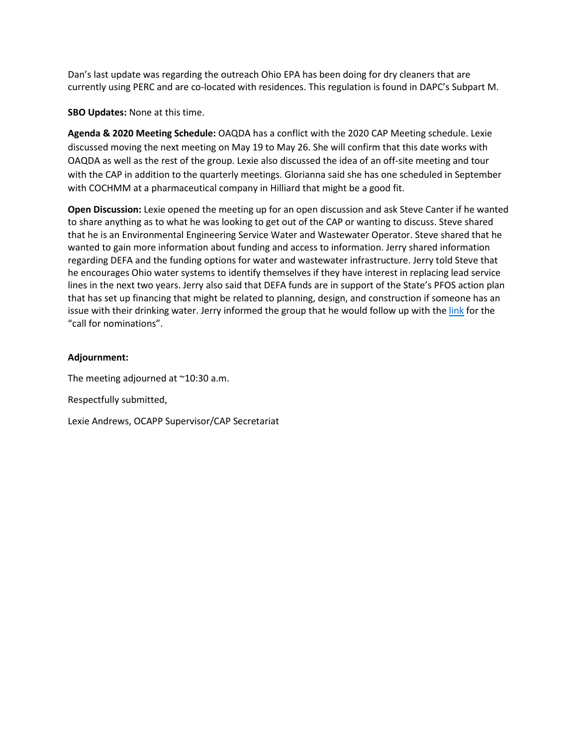Dan's last update was regarding the outreach Ohio EPA has been doing for dry cleaners that are currently using PERC and are co-located with residences. This regulation is found in DAPC's Subpart M.

**SBO Updates:** None at this time.

**Agenda & 2020 Meeting Schedule:** OAQDA has a conflict with the 2020 CAP Meeting schedule. Lexie discussed moving the next meeting on May 19 to May 26. She will confirm that this date works with OAQDA as well as the rest of the group. Lexie also discussed the idea of an off-site meeting and tour with the CAP in addition to the quarterly meetings. Glorianna said she has one scheduled in September with COCHMM at a pharmaceutical company in Hilliard that might be a good fit.

**Open Discussion:** Lexie opened the meeting up for an open discussion and ask Steve Canter if he wanted to share anything as to what he was looking to get out of the CAP or wanting to discuss. Steve shared that he is an Environmental Engineering Service Water and Wastewater Operator. Steve shared that he wanted to gain more information about funding and access to information. Jerry shared information regarding DEFA and the funding options for water and wastewater infrastructure. Jerry told Steve that he encourages Ohio water systems to identify themselves if they have interest in replacing lead service lines in the next two years. Jerry also said that DEFA funds are in support of the State's PFOS action plan that has set up financing that might be related to planning, design, and construction if someone has an issue with their drinking water. Jerry informed the group that he would follow up with the link for the "call for nominations".

**Adjournment:**

The meeting adjourned at ~10:30 a.m.

Respectfully submitted,

Lexie Andrews, OCAPP Supervisor/CAP Secretariat